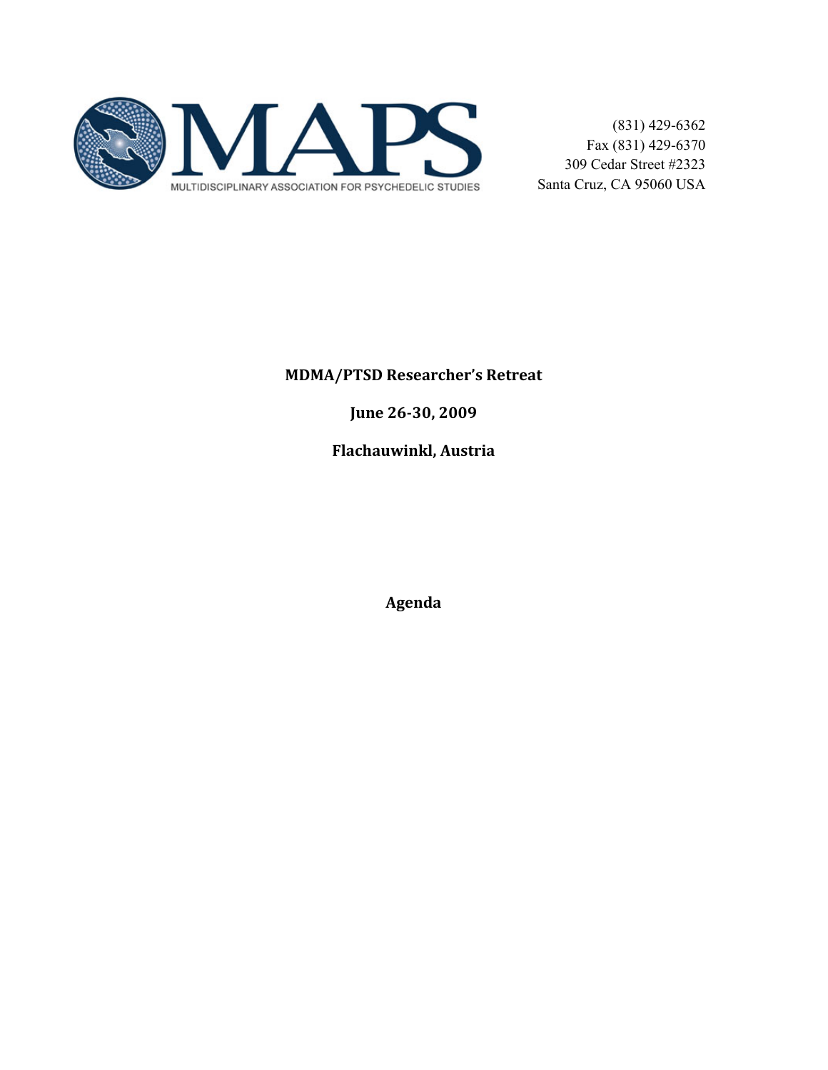MAPS

MULTIDISCIPLINARY ASSOCIATION FOR PSYCHEDELIC STUDIES

(831) 429-6362
Fax (831) 429-6370
309 Cedar Street #2323
Santa Cruz, CA 95060 USA

**MDMA/PTSD Researcher's Retreat**

**June 26-30, 2009**

**Flachauwinkl, Austria**

**Agenda**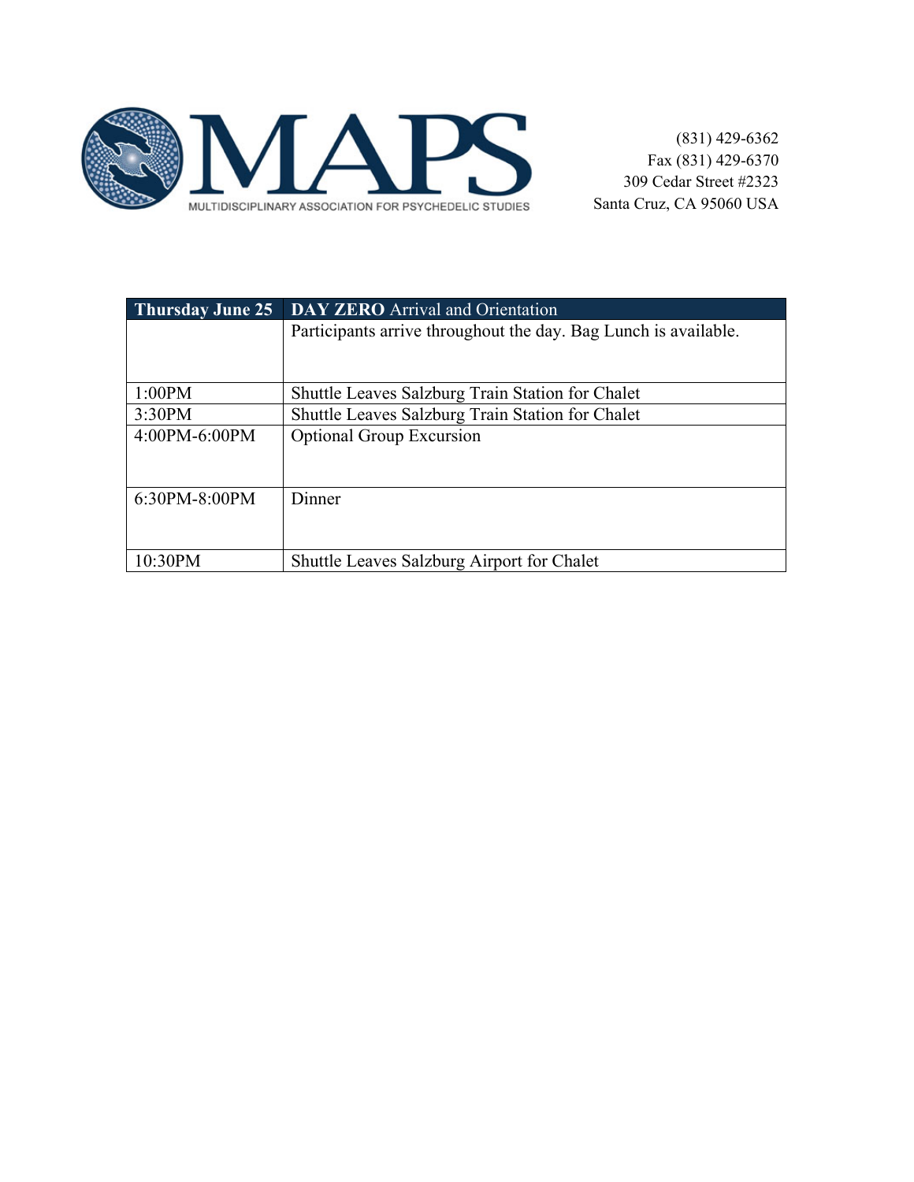MAPS
MULTIDISCIPLINARY ASSOCIATION FOR PSYCHEDELIC STUDIES

(831) 429-6362
Fax (831) 429-6370
309 Cedar Street #2323
Santa Cruz, CA 95060 USA

| Thursday June 25 | **DAY ZERO** Arrival and Orientation |
|---|---|
| | Participants arrive throughout the day. Bag Lunch is available. |
| 1:00PM | Shuttle Leaves Salzburg Train Station for Chalet |
| 3:30PM | Shuttle Leaves Salzburg Train Station for Chalet |
| 4:00PM-6:00PM | Optional Group Excursion |
| 6:30PM-8:00PM | Dinner |
| 10:30PM | Shuttle Leaves Salzburg Airport for Chalet |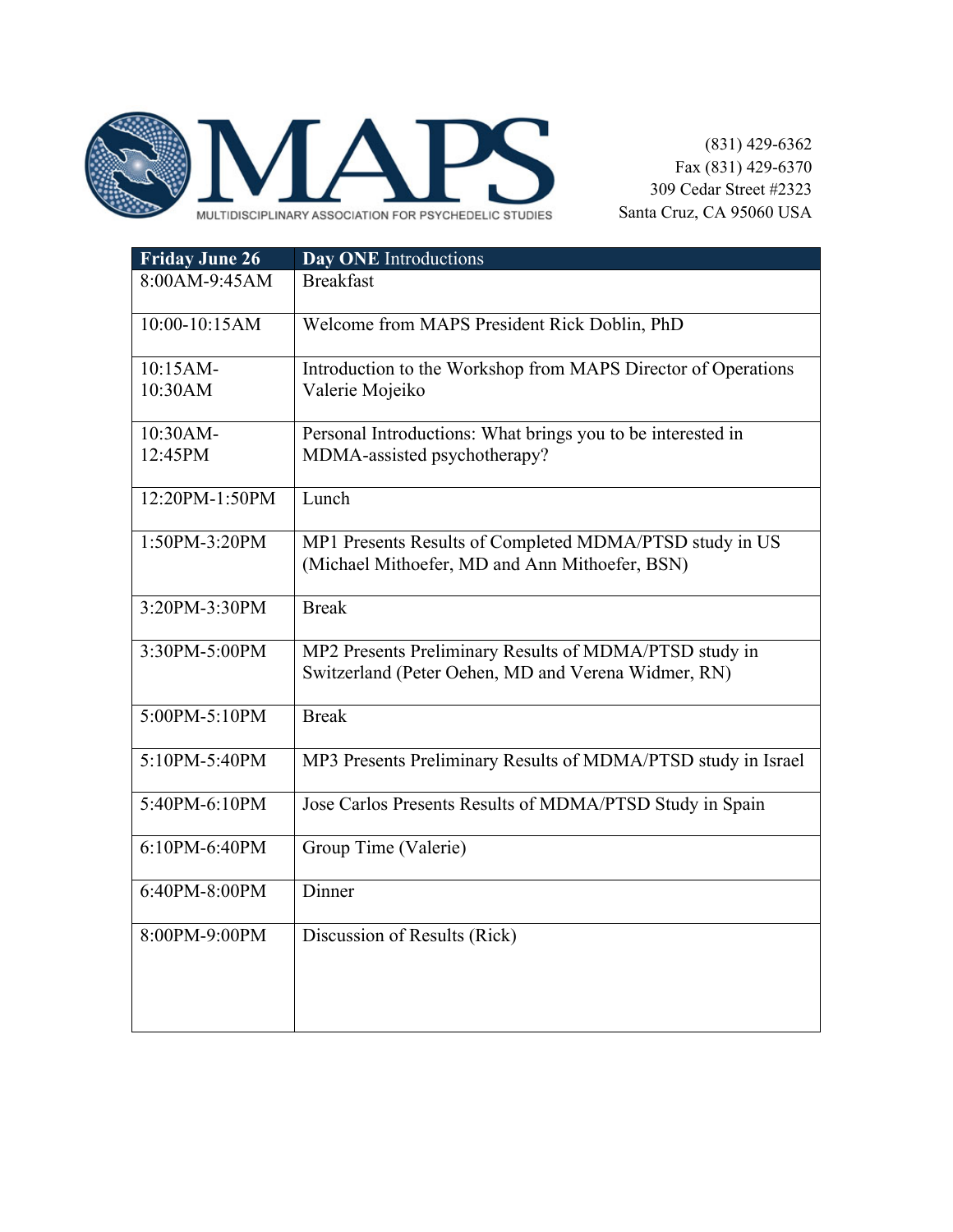MAPS
MULTIDISCIPLINARY ASSOCIATION FOR PSYCHEDELIC STUDIES

(831) 429-6362
Fax (831) 429-6370
309 Cedar Street #2323
Santa Cruz, CA 95060 USA

| **Friday June 26** | **Day ONE** Introductions |
|---|---|
| 8:00AM-9:45AM | Breakfast |
| 10:00-10:15AM | Welcome from MAPS President Rick Doblin, PhD |
| 10:15AM-10:30AM | Introduction to the Workshop from MAPS Director of Operations Valerie Mojeiko |
| 10:30AM-12:45PM | Personal Introductions: What brings you to be interested in MDMA-assisted psychotherapy? |
| 12:20PM-1:50PM | Lunch |
| 1:50PM-3:20PM | MP1 Presents Results of Completed MDMA/PTSD study in US (Michael Mithoefer, MD and Ann Mithoefer, BSN) |
| 3:20PM-3:30PM | Break |
| 3:30PM-5:00PM | MP2 Presents Preliminary Results of MDMA/PTSD study in Switzerland (Peter Oehen, MD and Verena Widmer, RN) |
| 5:00PM-5:10PM | Break |
| 5:10PM-5:40PM | MP3 Presents Preliminary Results of MDMA/PTSD study in Israel |
| 5:40PM-6:10PM | Jose Carlos Presents Results of MDMA/PTSD Study in Spain |
| 6:10PM-6:40PM | Group Time (Valerie) |
| 6:40PM-8:00PM | Dinner |
| 8:00PM-9:00PM | Discussion of Results (Rick) |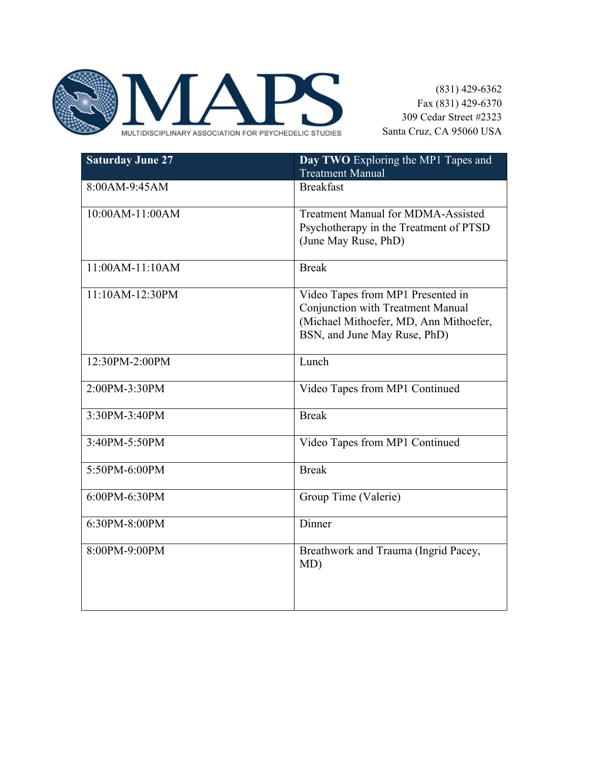MAPS

MULTIDISCIPLINARY ASSOCIATION FOR PSYCHEDELIC STUDIES

(831) 429-6362
Fax (831) 429-6370
309 Cedar Street #2323
Santa Cruz, CA 95060 USA

| Saturday June 27 | **Day TWO** Exploring the MP1 Tapes and Treatment Manual |
| --- | --- |
| 8:00AM-9:45AM | Breakfast |
| 10:00AM-11:00AM | Treatment Manual for MDMA-Assisted Psychotherapy in the Treatment of PTSD (June May Ruse, PhD) |
| 11:00AM-11:10AM | Break |
| 11:10AM-12:30PM | Video Tapes from MP1 Presented in Conjunction with Treatment Manual (Michael Mithoefer, MD, Ann Mithoefer, BSN, and June May Ruse, PhD) |
| 12:30PM-2:00PM | Lunch |
| 2:00PM-3:30PM | Video Tapes from MP1 Continued |
| 3:30PM-3:40PM | Break |
| 3:40PM-5:50PM | Video Tapes from MP1 Continued |
| 5:50PM-6:00PM | Break |
| 6:00PM-6:30PM | Group Time (Valerie) |
| 6:30PM-8:00PM | Dinner |
| 8:00PM-9:00PM | Breathwork and Trauma (Ingrid Pacey, MD) |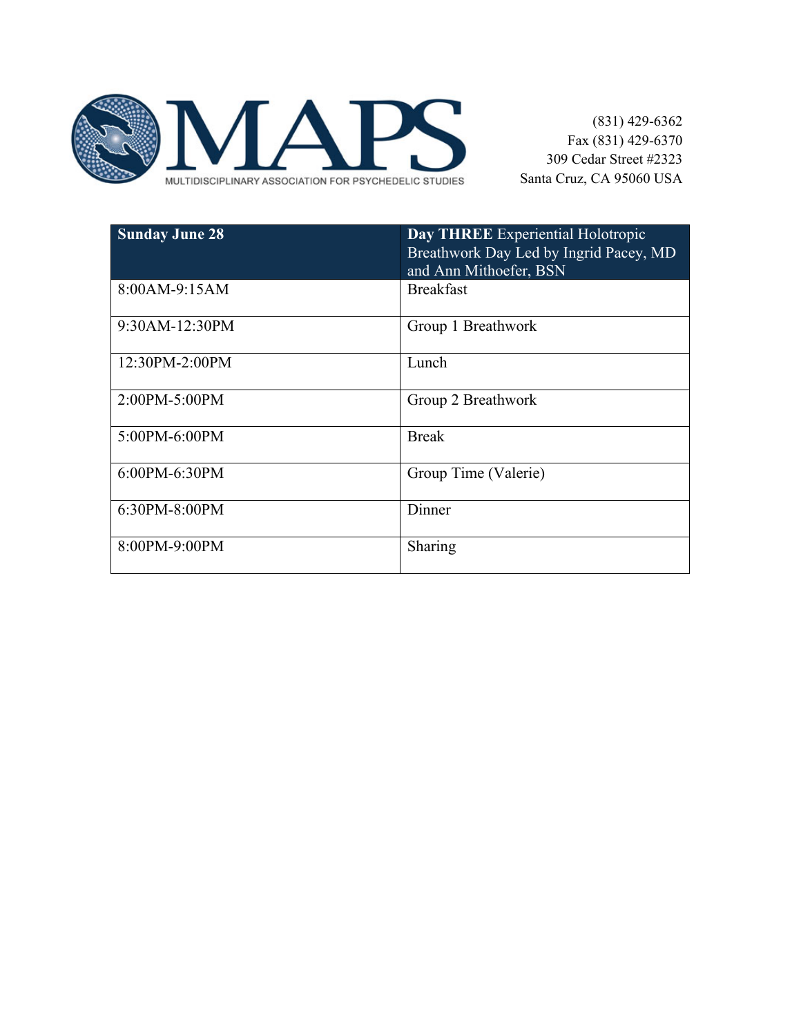MULTIDISCIPLINARY ASSOCIATION FOR PSYCHEDELIC STUDIES

(831) 429-6362
Fax (831) 429-6370
309 Cedar Street #2323
Santa Cruz, CA 95060 USA

| **Sunday June 28** | **Day THREE** Experiential Holotropic Breathwork Day Led by Ingrid Pacey, MD and Ann Mithoefer, BSN |
|---|---|
| 8:00AM-9:15AM | Breakfast |
| 9:30AM-12:30PM | Group 1 Breathwork |
| 12:30PM-2:00PM | Lunch |
| 2:00PM-5:00PM | Group 2 Breathwork |
| 5:00PM-6:00PM | Break |
| 6:00PM-6:30PM | Group Time (Valerie) |
| 6:30PM-8:00PM | Dinner |
| 8:00PM-9:00PM | Sharing |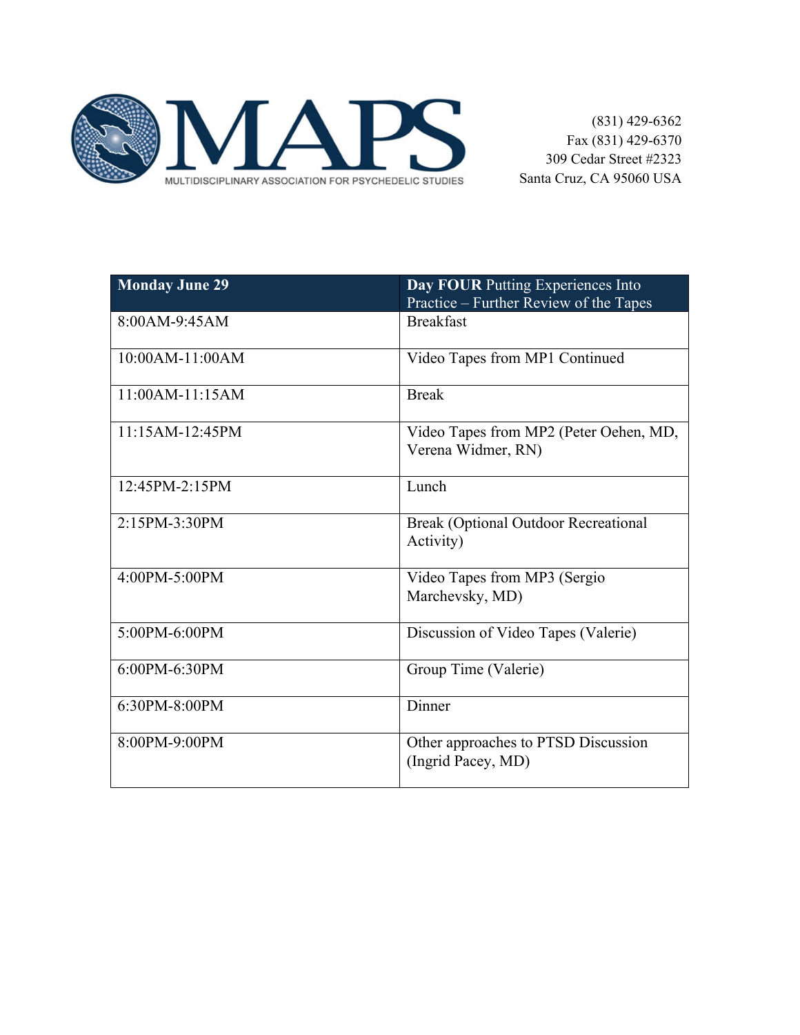**MAPS**
MULTIDISCIPLINARY ASSOCIATION FOR PSYCHEDELIC STUDIES

(831) 429-6362
Fax (831) 429-6370
309 Cedar Street #2323
Santa Cruz, CA 95060 USA

| **Monday June 29** | **Day FOUR** Putting Experiences Into Practice – Further Review of the Tapes |
| --- | --- |
| 8:00AM-9:45AM | Breakfast |
| 10:00AM-11:00AM | Video Tapes from MP1 Continued |
| 11:00AM-11:15AM | Break |
| 11:15AM-12:45PM | Video Tapes from MP2 (Peter Oehen, MD, Verena Widmer, RN) |
| 12:45PM-2:15PM | Lunch |
| 2:15PM-3:30PM | Break (Optional Outdoor Recreational Activity) |
| 4:00PM-5:00PM | Video Tapes from MP3 (Sergio Marchevsky, MD) |
| 5:00PM-6:00PM | Discussion of Video Tapes (Valerie) |
| 6:00PM-6:30PM | Group Time (Valerie) |
| 6:30PM-8:00PM | Dinner |
| 8:00PM-9:00PM | Other approaches to PTSD Discussion (Ingrid Pacey, MD) |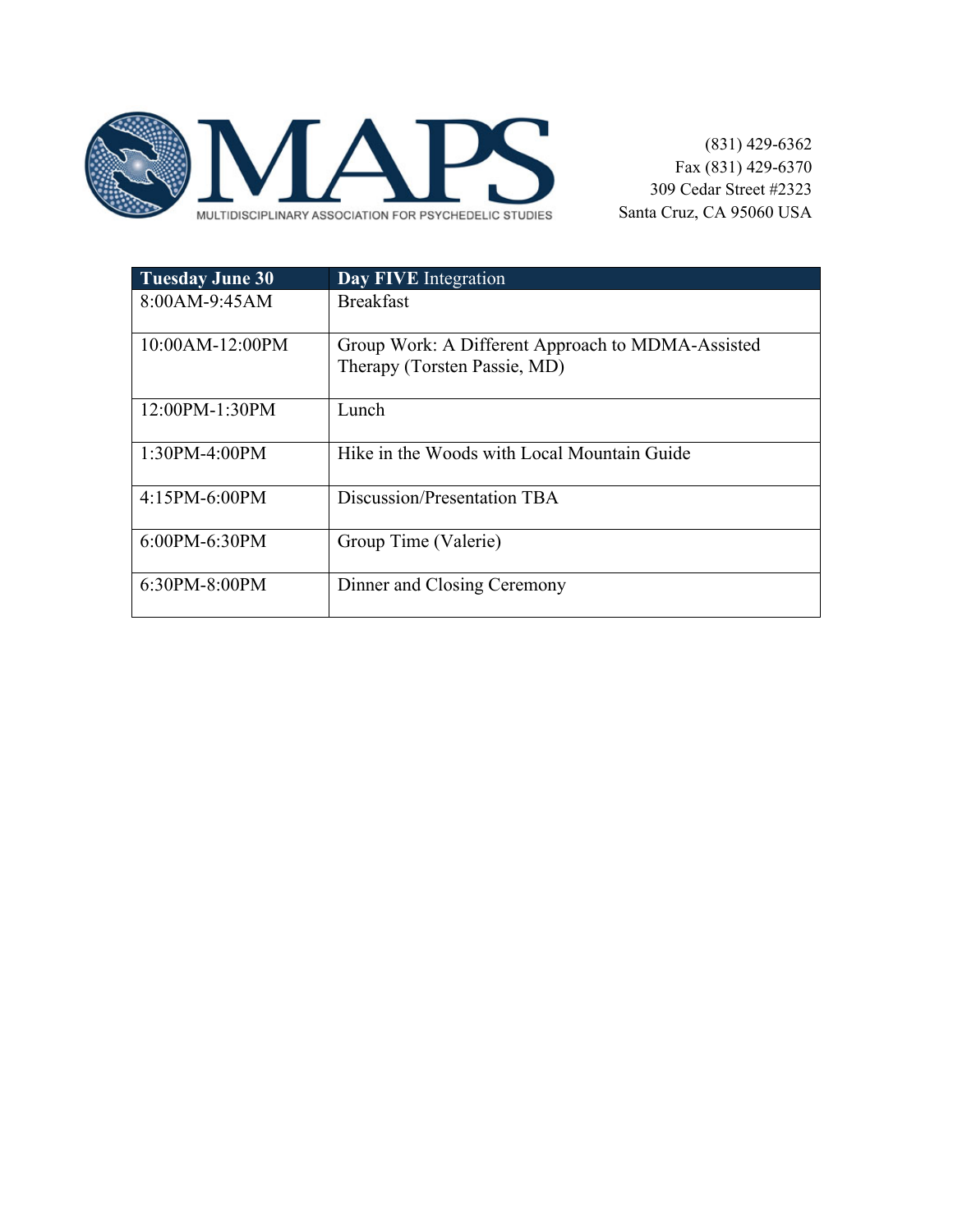MAPS

MULTIDISCIPLINARY ASSOCIATION FOR PSYCHEDELIC STUDIES

(831) 429-6362
Fax (831) 429-6370
309 Cedar Street #2323
Santa Cruz, CA 95060 USA

| **Tuesday June 30** | **Day FIVE** Integration |
|---|---|
| 8:00AM-9:45AM | Breakfast |
| 10:00AM-12:00PM | Group Work: A Different Approach to MDMA-Assisted Therapy (Torsten Passie, MD) |
| 12:00PM-1:30PM | Lunch |
| 1:30PM-4:00PM | Hike in the Woods with Local Mountain Guide |
| 4:15PM-6:00PM | Discussion/Presentation TBA |
| 6:00PM-6:30PM | Group Time (Valerie) |
| 6:30PM-8:00PM | Dinner and Closing Ceremony |